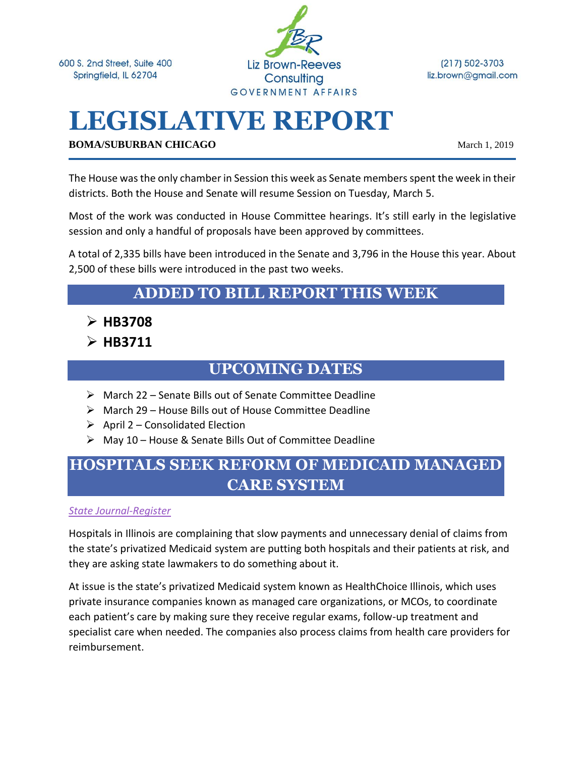600 S. 2nd Street, Suite 400
Springfield, IL 62704

Liz Brown-Reeves Consulting
GOVERNMENT AFFAIRS

(217) 502-3703
liz.brown@gmail.com

# LEGISLATIVE REPORT

**BOMA/SUBURBAN CHICAGO**

March 1, 2019

The House was the only chamber in Session this week as Senate members spent the week in their districts. Both the House and Senate will resume Session on Tuesday, March 5.

Most of the work was conducted in House Committee hearings. It's still early in the legislative session and only a handful of proposals have been approved by committees.

A total of 2,335 bills have been introduced in the Senate and 3,796 in the House this year. About 2,500 of these bills were introduced in the past two weeks.

## ADDED TO BILL REPORT THIS WEEK

- **HB3708**
- **HB3711**

## UPCOMING DATES

- March 22 – Senate Bills out of Senate Committee Deadline
- March 29 – House Bills out of House Committee Deadline
- April 2 – Consolidated Election
- May 10 – House & Senate Bills Out of Committee Deadline

## HOSPITALS SEEK REFORM OF MEDICAID MANAGED CARE SYSTEM

*State Journal-Register*

Hospitals in Illinois are complaining that slow payments and unnecessary denial of claims from the state's privatized Medicaid system are putting both hospitals and their patients at risk, and they are asking state lawmakers to do something about it.

At issue is the state's privatized Medicaid system known as HealthChoice Illinois, which uses private insurance companies known as managed care organizations, or MCOs, to coordinate each patient's care by making sure they receive regular exams, follow-up treatment and specialist care when needed. The companies also process claims from health care providers for reimbursement.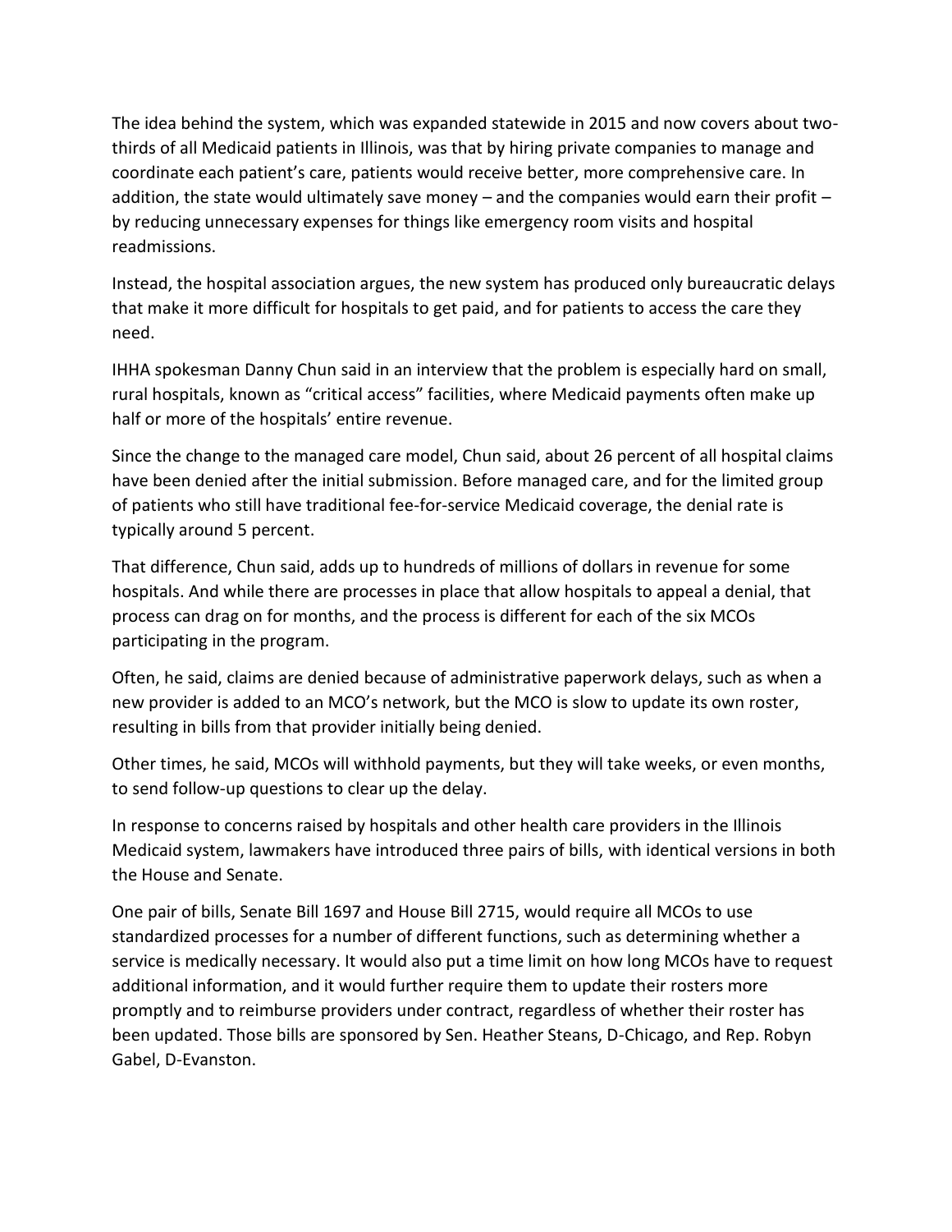The idea behind the system, which was expanded statewide in 2015 and now covers about two-thirds of all Medicaid patients in Illinois, was that by hiring private companies to manage and coordinate each patient's care, patients would receive better, more comprehensive care. In addition, the state would ultimately save money – and the companies would earn their profit – by reducing unnecessary expenses for things like emergency room visits and hospital readmissions.

Instead, the hospital association argues, the new system has produced only bureaucratic delays that make it more difficult for hospitals to get paid, and for patients to access the care they need.

IHHA spokesman Danny Chun said in an interview that the problem is especially hard on small, rural hospitals, known as "critical access" facilities, where Medicaid payments often make up half or more of the hospitals' entire revenue.

Since the change to the managed care model, Chun said, about 26 percent of all hospital claims have been denied after the initial submission. Before managed care, and for the limited group of patients who still have traditional fee-for-service Medicaid coverage, the denial rate is typically around 5 percent.

That difference, Chun said, adds up to hundreds of millions of dollars in revenue for some hospitals. And while there are processes in place that allow hospitals to appeal a denial, that process can drag on for months, and the process is different for each of the six MCOs participating in the program.

Often, he said, claims are denied because of administrative paperwork delays, such as when a new provider is added to an MCO's network, but the MCO is slow to update its own roster, resulting in bills from that provider initially being denied.

Other times, he said, MCOs will withhold payments, but they will take weeks, or even months, to send follow-up questions to clear up the delay.

In response to concerns raised by hospitals and other health care providers in the Illinois Medicaid system, lawmakers have introduced three pairs of bills, with identical versions in both the House and Senate.

One pair of bills, Senate Bill 1697 and House Bill 2715, would require all MCOs to use standardized processes for a number of different functions, such as determining whether a service is medically necessary. It would also put a time limit on how long MCOs have to request additional information, and it would further require them to update their rosters more promptly and to reimburse providers under contract, regardless of whether their roster has been updated. Those bills are sponsored by Sen. Heather Steans, D-Chicago, and Rep. Robyn Gabel, D-Evanston.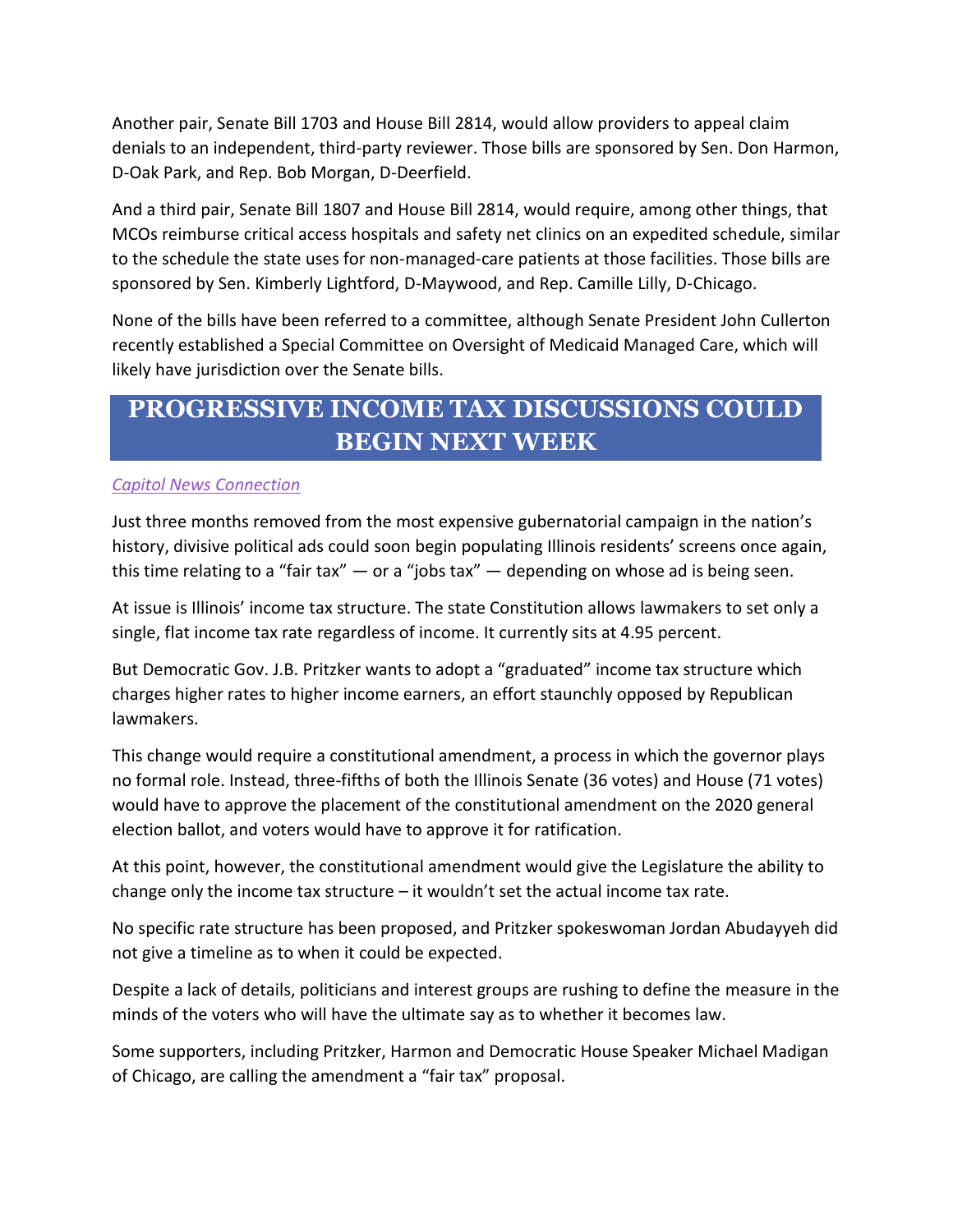Another pair, Senate Bill 1703 and House Bill 2814, would allow providers to appeal claim denials to an independent, third-party reviewer. Those bills are sponsored by Sen. Don Harmon, D-Oak Park, and Rep. Bob Morgan, D-Deerfield.

And a third pair, Senate Bill 1807 and House Bill 2814, would require, among other things, that MCOs reimburse critical access hospitals and safety net clinics on an expedited schedule, similar to the schedule the state uses for non-managed-care patients at those facilities. Those bills are sponsored by Sen. Kimberly Lightford, D-Maywood, and Rep. Camille Lilly, D-Chicago.

None of the bills have been referred to a committee, although Senate President John Cullerton recently established a Special Committee on Oversight of Medicaid Managed Care, which will likely have jurisdiction over the Senate bills.

## PROGRESSIVE INCOME TAX DISCUSSIONS COULD BEGIN NEXT WEEK

*Capitol News Connection*

Just three months removed from the most expensive gubernatorial campaign in the nation's history, divisive political ads could soon begin populating Illinois residents' screens once again, this time relating to a "fair tax" — or a "jobs tax" — depending on whose ad is being seen.

At issue is Illinois' income tax structure. The state Constitution allows lawmakers to set only a single, flat income tax rate regardless of income. It currently sits at 4.95 percent.

But Democratic Gov. J.B. Pritzker wants to adopt a "graduated" income tax structure which charges higher rates to higher income earners, an effort staunchly opposed by Republican lawmakers.

This change would require a constitutional amendment, a process in which the governor plays no formal role. Instead, three-fifths of both the Illinois Senate (36 votes) and House (71 votes) would have to approve the placement of the constitutional amendment on the 2020 general election ballot, and voters would have to approve it for ratification.

At this point, however, the constitutional amendment would give the Legislature the ability to change only the income tax structure – it wouldn't set the actual income tax rate.

No specific rate structure has been proposed, and Pritzker spokeswoman Jordan Abudayyeh did not give a timeline as to when it could be expected.

Despite a lack of details, politicians and interest groups are rushing to define the measure in the minds of the voters who will have the ultimate say as to whether it becomes law.

Some supporters, including Pritzker, Harmon and Democratic House Speaker Michael Madigan of Chicago, are calling the amendment a "fair tax" proposal.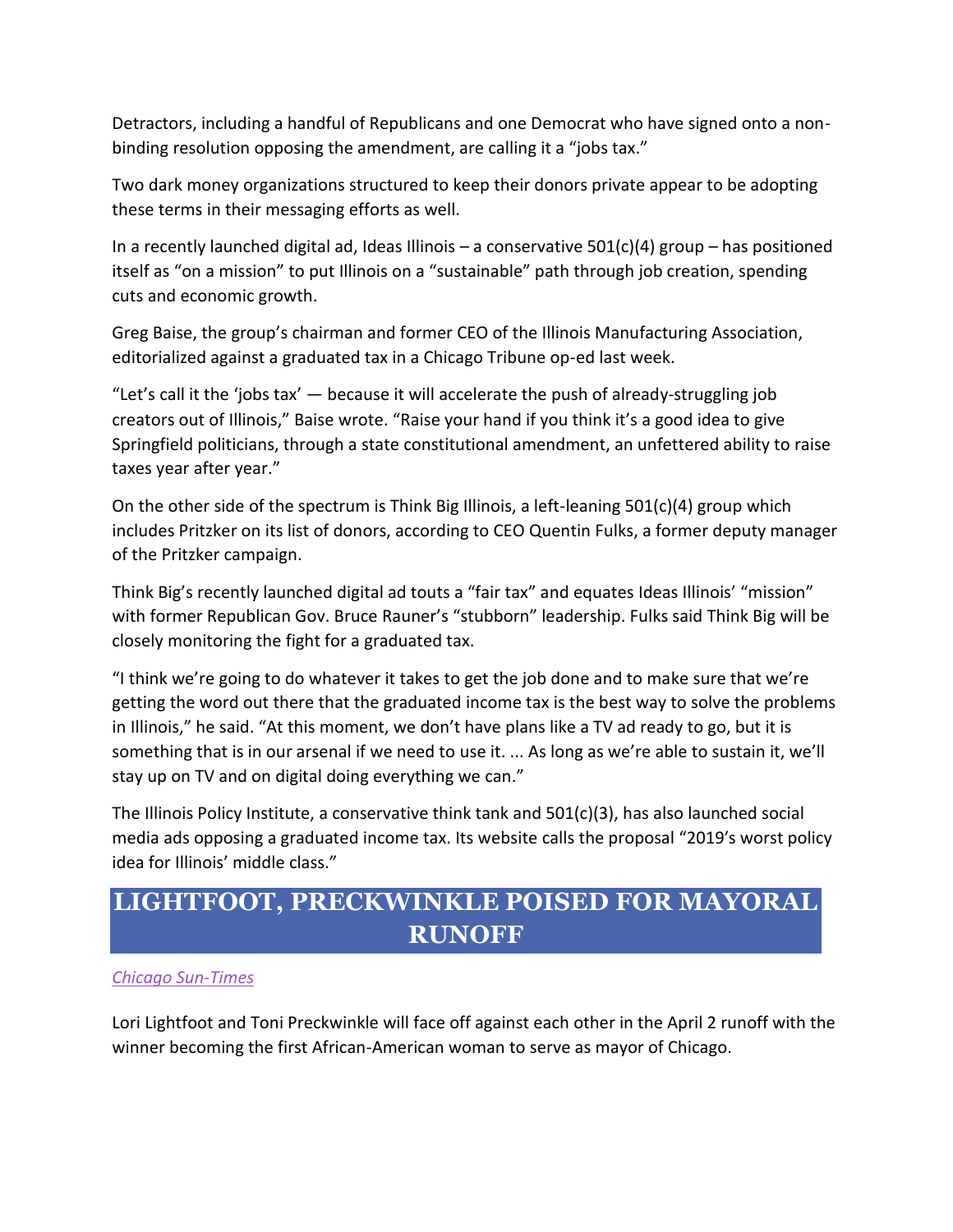Detractors, including a handful of Republicans and one Democrat who have signed onto a non-binding resolution opposing the amendment, are calling it a "jobs tax."

Two dark money organizations structured to keep their donors private appear to be adopting these terms in their messaging efforts as well.

In a recently launched digital ad, Ideas Illinois – a conservative 501(c)(4) group – has positioned itself as "on a mission" to put Illinois on a "sustainable" path through job creation, spending cuts and economic growth.

Greg Baise, the group's chairman and former CEO of the Illinois Manufacturing Association, editorialized against a graduated tax in a Chicago Tribune op-ed last week.

"Let's call it the 'jobs tax' — because it will accelerate the push of already-struggling job creators out of Illinois," Baise wrote. "Raise your hand if you think it's a good idea to give Springfield politicians, through a state constitutional amendment, an unfettered ability to raise taxes year after year."

On the other side of the spectrum is Think Big Illinois, a left-leaning 501(c)(4) group which includes Pritzker on its list of donors, according to CEO Quentin Fulks, a former deputy manager of the Pritzker campaign.

Think Big's recently launched digital ad touts a "fair tax" and equates Ideas Illinois' "mission" with former Republican Gov. Bruce Rauner's "stubborn" leadership. Fulks said Think Big will be closely monitoring the fight for a graduated tax.

"I think we're going to do whatever it takes to get the job done and to make sure that we're getting the word out there that the graduated income tax is the best way to solve the problems in Illinois," he said. "At this moment, we don't have plans like a TV ad ready to go, but it is something that is in our arsenal if we need to use it. ... As long as we're able to sustain it, we'll stay up on TV and on digital doing everything we can."

The Illinois Policy Institute, a conservative think tank and 501(c)(3), has also launched social media ads opposing a graduated income tax. Its website calls the proposal "2019's worst policy idea for Illinois' middle class."

## LIGHTFOOT, PRECKWINKLE POISED FOR MAYORAL RUNOFF

*Chicago Sun-Times*

Lori Lightfoot and Toni Preckwinkle will face off against each other in the April 2 runoff with the winner becoming the first African-American woman to serve as mayor of Chicago.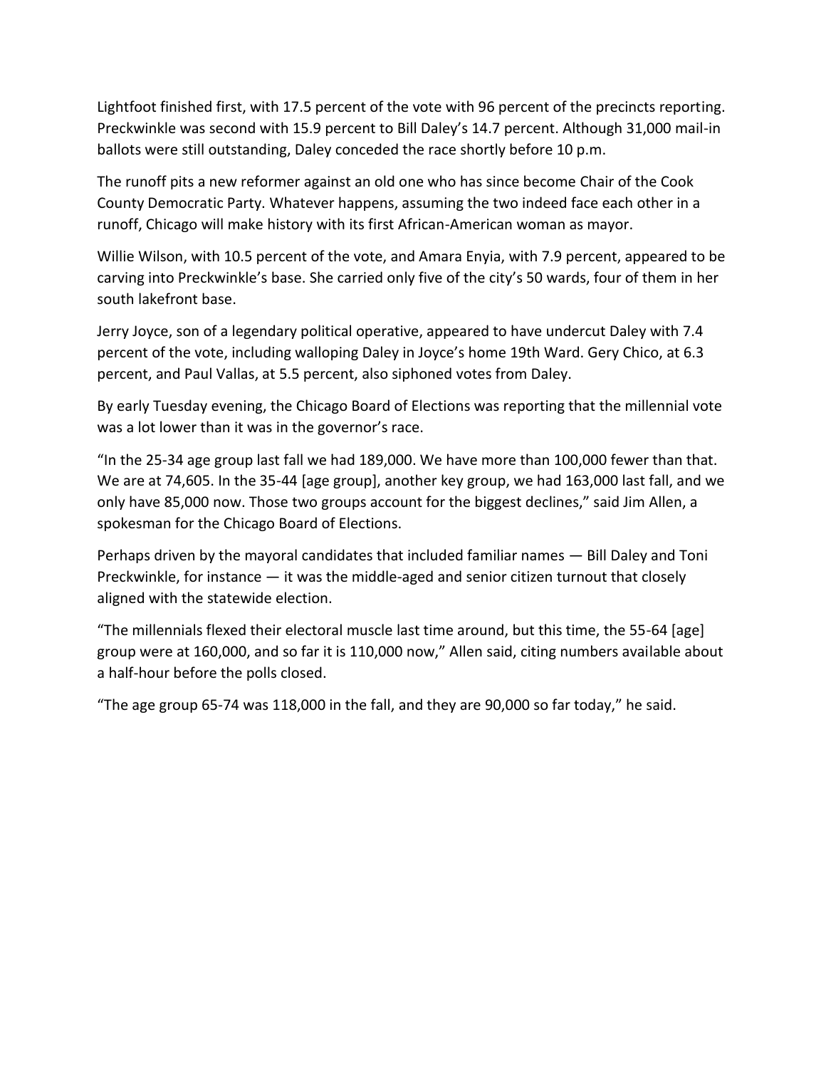Lightfoot finished first, with 17.5 percent of the vote with 96 percent of the precincts reporting. Preckwinkle was second with 15.9 percent to Bill Daley's 14.7 percent. Although 31,000 mail-in ballots were still outstanding, Daley conceded the race shortly before 10 p.m.

The runoff pits a new reformer against an old one who has since become Chair of the Cook County Democratic Party. Whatever happens, assuming the two indeed face each other in a runoff, Chicago will make history with its first African-American woman as mayor.

Willie Wilson, with 10.5 percent of the vote, and Amara Enyia, with 7.9 percent, appeared to be carving into Preckwinkle's base. She carried only five of the city's 50 wards, four of them in her south lakefront base.

Jerry Joyce, son of a legendary political operative, appeared to have undercut Daley with 7.4 percent of the vote, including walloping Daley in Joyce's home 19th Ward. Gery Chico, at 6.3 percent, and Paul Vallas, at 5.5 percent, also siphoned votes from Daley.

By early Tuesday evening, the Chicago Board of Elections was reporting that the millennial vote was a lot lower than it was in the governor's race.

"In the 25-34 age group last fall we had 189,000. We have more than 100,000 fewer than that. We are at 74,605. In the 35-44 [age group], another key group, we had 163,000 last fall, and we only have 85,000 now. Those two groups account for the biggest declines," said Jim Allen, a spokesman for the Chicago Board of Elections.

Perhaps driven by the mayoral candidates that included familiar names — Bill Daley and Toni Preckwinkle, for instance — it was the middle-aged and senior citizen turnout that closely aligned with the statewide election.

"The millennials flexed their electoral muscle last time around, but this time, the 55-64 [age] group were at 160,000, and so far it is 110,000 now," Allen said, citing numbers available about a half-hour before the polls closed.

"The age group 65-74 was 118,000 in the fall, and they are 90,000 so far today," he said.